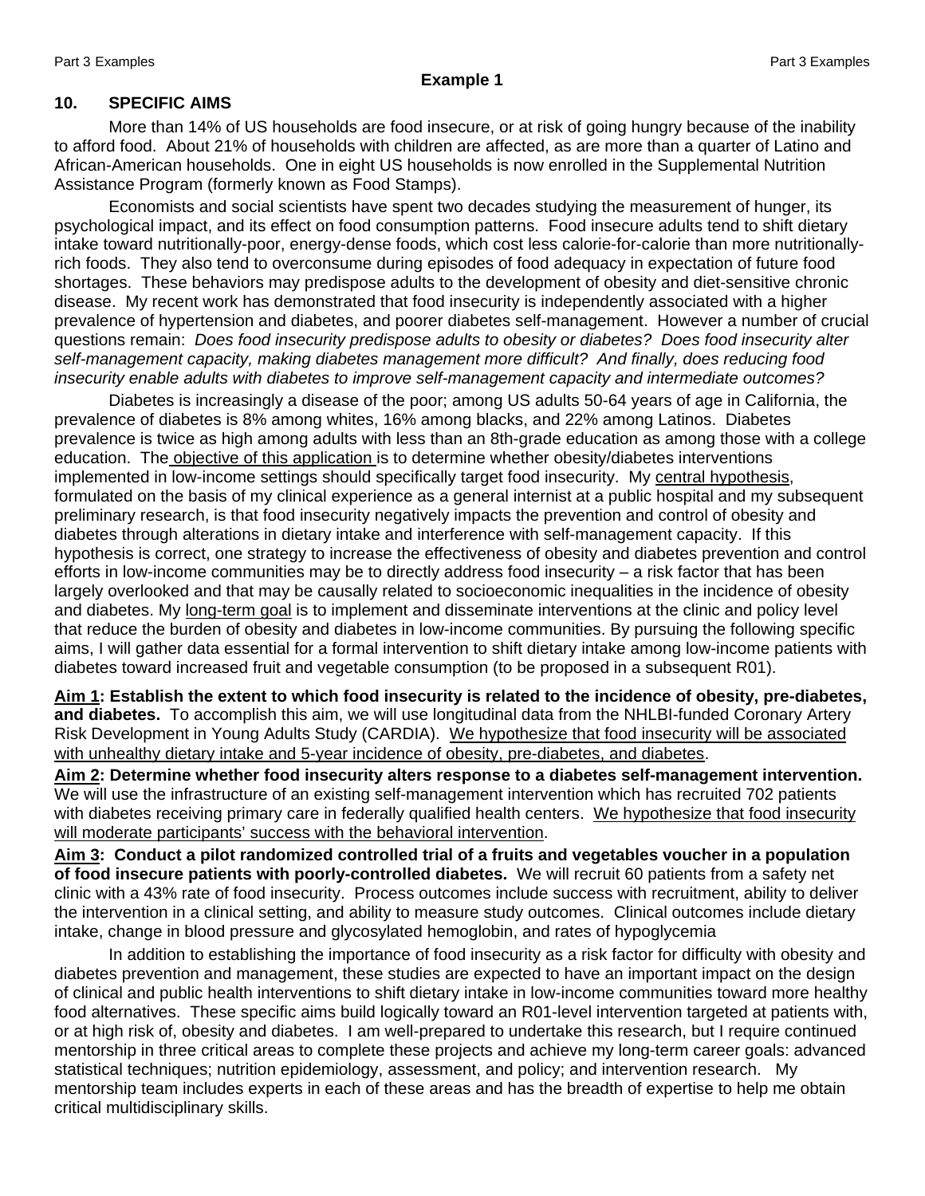**Example 1**

## 10. SPECIFIC AIMS

More than 14% of US households are food insecure, or at risk of going hungry because of the inability to afford food. About 21% of households with children are affected, as are more than a quarter of Latino and African-American households. One in eight US households is now enrolled in the Supplemental Nutrition Assistance Program (formerly known as Food Stamps).

Economists and social scientists have spent two decades studying the measurement of hunger, its psychological impact, and its effect on food consumption patterns. Food insecure adults tend to shift dietary intake toward nutritionally-poor, energy-dense foods, which cost less calorie-for-calorie than more nutritionally-rich foods. They also tend to overconsume during episodes of food adequacy in expectation of future food shortages. These behaviors may predispose adults to the development of obesity and diet-sensitive chronic disease. My recent work has demonstrated that food insecurity is independently associated with a higher prevalence of hypertension and diabetes, and poorer diabetes self-management. However a number of crucial questions remain: *Does food insecurity predispose adults to obesity or diabetes? Does food insecurity alter self-management capacity, making diabetes management more difficult? And finally, does reducing food insecurity enable adults with diabetes to improve self-management capacity and intermediate outcomes?*

Diabetes is increasingly a disease of the poor; among US adults 50-64 years of age in California, the prevalence of diabetes is 8% among whites, 16% among blacks, and 22% among Latinos. Diabetes prevalence is twice as high among adults with less than an 8th-grade education as among those with a college education. The objective of this application is to determine whether obesity/diabetes interventions implemented in low-income settings should specifically target food insecurity. My central hypothesis, formulated on the basis of my clinical experience as a general internist at a public hospital and my subsequent preliminary research, is that food insecurity negatively impacts the prevention and control of obesity and diabetes through alterations in dietary intake and interference with self-management capacity. If this hypothesis is correct, one strategy to increase the effectiveness of obesity and diabetes prevention and control efforts in low-income communities may be to directly address food insecurity – a risk factor that has been largely overlooked and that may be causally related to socioeconomic inequalities in the incidence of obesity and diabetes. My long-term goal is to implement and disseminate interventions at the clinic and policy level that reduce the burden of obesity and diabetes in low-income communities. By pursuing the following specific aims, I will gather data essential for a formal intervention to shift dietary intake among low-income patients with diabetes toward increased fruit and vegetable consumption (to be proposed in a subsequent R01).

**Aim 1: Establish the extent to which food insecurity is related to the incidence of obesity, pre-diabetes, and diabetes.** To accomplish this aim, we will use longitudinal data from the NHLBI-funded Coronary Artery Risk Development in Young Adults Study (CARDIA). We hypothesize that food insecurity will be associated with unhealthy dietary intake and 5-year incidence of obesity, pre-diabetes, and diabetes.

**Aim 2: Determine whether food insecurity alters response to a diabetes self-management intervention.** We will use the infrastructure of an existing self-management intervention which has recruited 702 patients with diabetes receiving primary care in federally qualified health centers. We hypothesize that food insecurity will moderate participants' success with the behavioral intervention.

**Aim 3: Conduct a pilot randomized controlled trial of a fruits and vegetables voucher in a population of food insecure patients with poorly-controlled diabetes.** We will recruit 60 patients from a safety net clinic with a 43% rate of food insecurity. Process outcomes include success with recruitment, ability to deliver the intervention in a clinical setting, and ability to measure study outcomes. Clinical outcomes include dietary intake, change in blood pressure and glycosylated hemoglobin, and rates of hypoglycemia

In addition to establishing the importance of food insecurity as a risk factor for difficulty with obesity and diabetes prevention and management, these studies are expected to have an important impact on the design of clinical and public health interventions to shift dietary intake in low-income communities toward more healthy food alternatives. These specific aims build logically toward an R01-level intervention targeted at patients with, or at high risk of, obesity and diabetes. I am well-prepared to undertake this research, but I require continued mentorship in three critical areas to complete these projects and achieve my long-term career goals: advanced statistical techniques; nutrition epidemiology, assessment, and policy; and intervention research. My mentorship team includes experts in each of these areas and has the breadth of expertise to help me obtain critical multidisciplinary skills.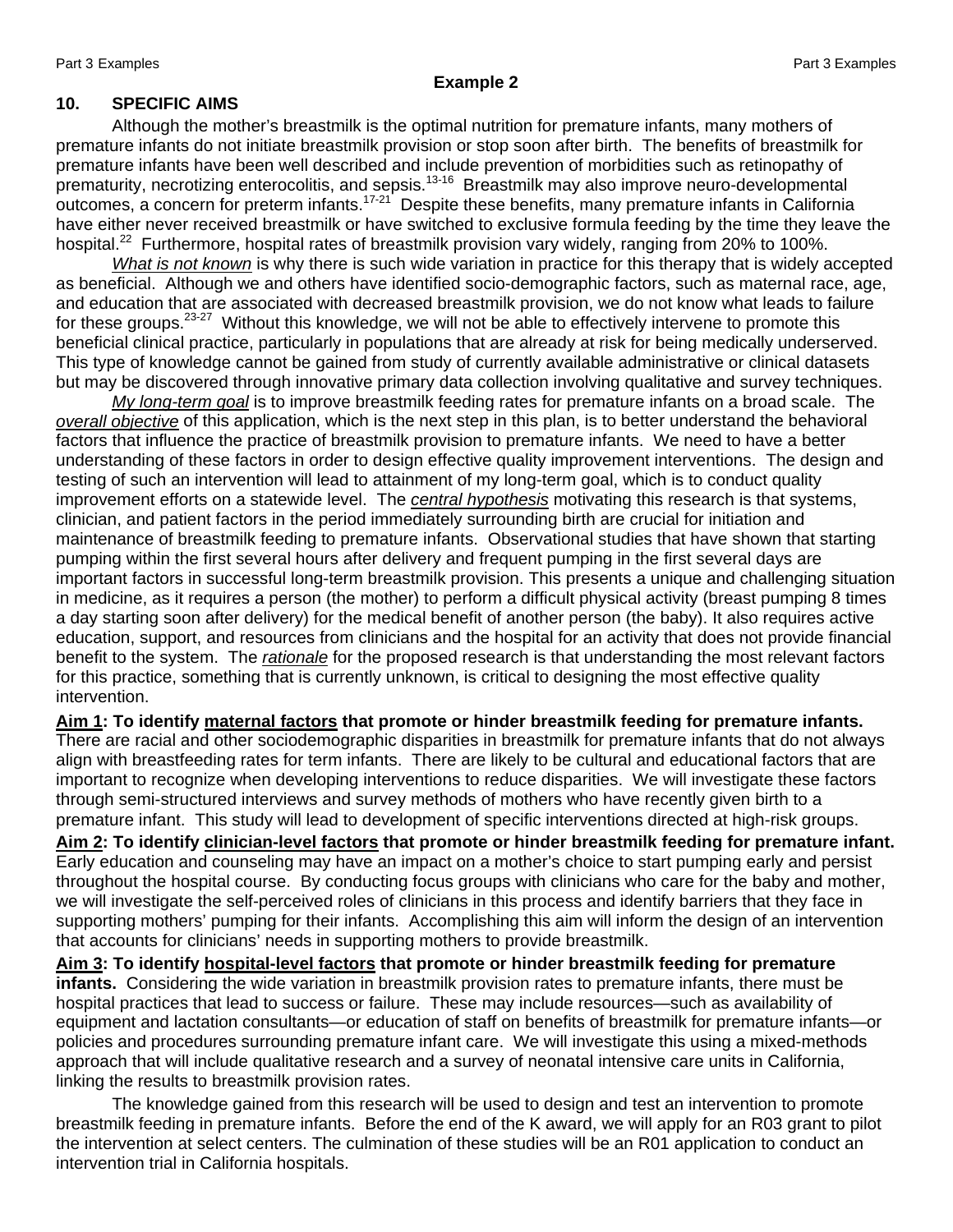## Example 2

### 10. SPECIFIC AIMS

Although the mother's breastmilk is the optimal nutrition for premature infants, many mothers of premature infants do not initiate breastmilk provision or stop soon after birth. The benefits of breastmilk for premature infants have been well described and include prevention of morbidities such as retinopathy of prematurity, necrotizing enterocolitis, and sepsis.[13-16] Breastmilk may also improve neuro-developmental outcomes, a concern for preterm infants.[17-21] Despite these benefits, many premature infants in California have either never received breastmilk or have switched to exclusive formula feeding by the time they leave the hospital.[22] Furthermore, hospital rates of breastmilk provision vary widely, ranging from 20% to 100%.

*What is not known* is why there is such wide variation in practice for this therapy that is widely accepted as beneficial. Although we and others have identified socio-demographic factors, such as maternal race, age, and education that are associated with decreased breastmilk provision, we do not know what leads to failure for these groups.[23-27] Without this knowledge, we will not be able to effectively intervene to promote this beneficial clinical practice, particularly in populations that are already at risk for being medically underserved. This type of knowledge cannot be gained from study of currently available administrative or clinical datasets but may be discovered through innovative primary data collection involving qualitative and survey techniques.

*My long-term goal* is to improve breastmilk feeding rates for premature infants on a broad scale. The *overall objective* of this application, which is the next step in this plan, is to better understand the behavioral factors that influence the practice of breastmilk provision to premature infants. We need to have a better understanding of these factors in order to design effective quality improvement interventions. The design and testing of such an intervention will lead to attainment of my long-term goal, which is to conduct quality improvement efforts on a statewide level. The *central hypothesis* motivating this research is that systems, clinician, and patient factors in the period immediately surrounding birth are crucial for initiation and maintenance of breastmilk feeding to premature infants. Observational studies that have shown that starting pumping within the first several hours after delivery and frequent pumping in the first several days are important factors in successful long-term breastmilk provision. This presents a unique and challenging situation in medicine, as it requires a person (the mother) to perform a difficult physical activity (breast pumping 8 times a day starting soon after delivery) for the medical benefit of another person (the baby). It also requires active education, support, and resources from clinicians and the hospital for an activity that does not provide financial benefit to the system. The *rationale* for the proposed research is that understanding the most relevant factors for this practice, something that is currently unknown, is critical to designing the most effective quality intervention.

**Aim 1: To identify maternal factors that promote or hinder breastmilk feeding for premature infants.** There are racial and other sociodemographic disparities in breastmilk for premature infants that do not always align with breastfeeding rates for term infants. There are likely to be cultural and educational factors that are important to recognize when developing interventions to reduce disparities. We will investigate these factors through semi-structured interviews and survey methods of mothers who have recently given birth to a premature infant. This study will lead to development of specific interventions directed at high-risk groups.

**Aim 2: To identify clinician-level factors that promote or hinder breastmilk feeding for premature infant.** Early education and counseling may have an impact on a mother's choice to start pumping early and persist throughout the hospital course. By conducting focus groups with clinicians who care for the baby and mother, we will investigate the self-perceived roles of clinicians in this process and identify barriers that they face in supporting mothers' pumping for their infants. Accomplishing this aim will inform the design of an intervention that accounts for clinicians' needs in supporting mothers to provide breastmilk.

**Aim 3: To identify hospital-level factors that promote or hinder breastmilk feeding for premature infants.** Considering the wide variation in breastmilk provision rates to premature infants, there must be hospital practices that lead to success or failure. These may include resources—such as availability of equipment and lactation consultants—or education of staff on benefits of breastmilk for premature infants—or policies and procedures surrounding premature infant care. We will investigate this using a mixed-methods approach that will include qualitative research and a survey of neonatal intensive care units in California, linking the results to breastmilk provision rates.

The knowledge gained from this research will be used to design and test an intervention to promote breastmilk feeding in premature infants. Before the end of the K award, we will apply for an R03 grant to pilot the intervention at select centers. The culmination of these studies will be an R01 application to conduct an intervention trial in California hospitals.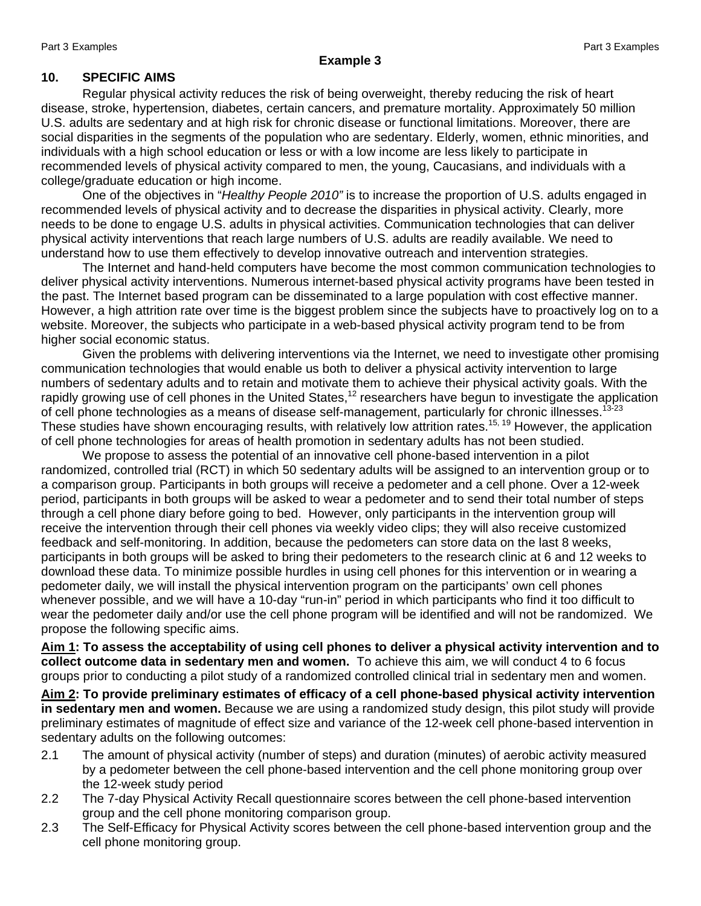**Example 3**

## 10. SPECIFIC AIMS

Regular physical activity reduces the risk of being overweight, thereby reducing the risk of heart disease, stroke, hypertension, diabetes, certain cancers, and premature mortality. Approximately 50 million U.S. adults are sedentary and at high risk for chronic disease or functional limitations. Moreover, there are social disparities in the segments of the population who are sedentary. Elderly, women, ethnic minorities, and individuals with a high school education or less or with a low income are less likely to participate in recommended levels of physical activity compared to men, the young, Caucasians, and individuals with a college/graduate education or high income.

One of the objectives in "*Healthy People 2010"* is to increase the proportion of U.S. adults engaged in recommended levels of physical activity and to decrease the disparities in physical activity. Clearly, more needs to be done to engage U.S. adults in physical activities. Communication technologies that can deliver physical activity interventions that reach large numbers of U.S. adults are readily available. We need to understand how to use them effectively to develop innovative outreach and intervention strategies.

The Internet and hand-held computers have become the most common communication technologies to deliver physical activity interventions. Numerous internet-based physical activity programs have been tested in the past. The Internet based program can be disseminated to a large population with cost effective manner. However, a high attrition rate over time is the biggest problem since the subjects have to proactively log on to a website. Moreover, the subjects who participate in a web-based physical activity program tend to be from higher social economic status.

Given the problems with delivering interventions via the Internet, we need to investigate other promising communication technologies that would enable us both to deliver a physical activity intervention to large numbers of sedentary adults and to retain and motivate them to achieve their physical activity goals. With the rapidly growing use of cell phones in the United States,[12] researchers have begun to investigate the application of cell phone technologies as a means of disease self-management, particularly for chronic illnesses.[13-23] These studies have shown encouraging results, with relatively low attrition rates.[15, 19] However, the application of cell phone technologies for areas of health promotion in sedentary adults has not been studied.

We propose to assess the potential of an innovative cell phone-based intervention in a pilot randomized, controlled trial (RCT) in which 50 sedentary adults will be assigned to an intervention group or to a comparison group. Participants in both groups will receive a pedometer and a cell phone. Over a 12-week period, participants in both groups will be asked to wear a pedometer and to send their total number of steps through a cell phone diary before going to bed. However, only participants in the intervention group will receive the intervention through their cell phones via weekly video clips; they will also receive customized feedback and self-monitoring. In addition, because the pedometers can store data on the last 8 weeks, participants in both groups will be asked to bring their pedometers to the research clinic at 6 and 12 weeks to download these data. To minimize possible hurdles in using cell phones for this intervention or in wearing a pedometer daily, we will install the physical intervention program on the participants' own cell phones whenever possible, and we will have a 10-day "run-in" period in which participants who find it too difficult to wear the pedometer daily and/or use the cell phone program will be identified and will not be randomized. We propose the following specific aims.

**<u>Aim 1</u>: To assess the acceptability of using cell phones to deliver a physical activity intervention and to collect outcome data in sedentary men and women.** To achieve this aim, we will conduct 4 to 6 focus groups prior to conducting a pilot study of a randomized controlled clinical trial in sedentary men and women.

**<u>Aim 2</u>: To provide preliminary estimates of efficacy of a cell phone-based physical activity intervention in sedentary men and women.** Because we are using a randomized study design, this pilot study will provide preliminary estimates of magnitude of effect size and variance of the 12-week cell phone-based intervention in sedentary adults on the following outcomes:

2.1 The amount of physical activity (number of steps) and duration (minutes) of aerobic activity measured by a pedometer between the cell phone-based intervention and the cell phone monitoring group over the 12-week study period

2.2 The 7-day Physical Activity Recall questionnaire scores between the cell phone-based intervention group and the cell phone monitoring comparison group.

2.3 The Self-Efficacy for Physical Activity scores between the cell phone-based intervention group and the cell phone monitoring group.